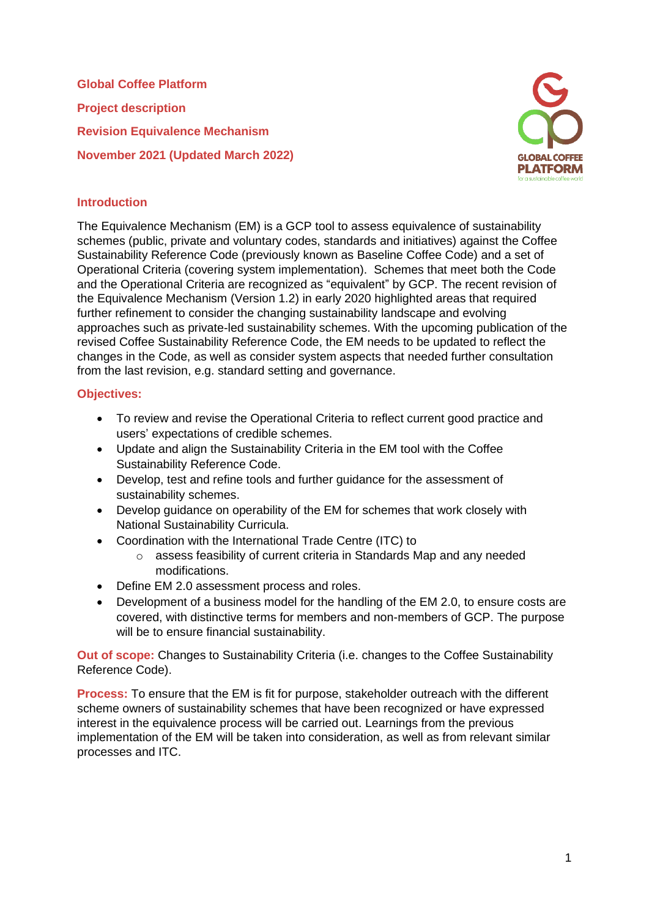**Global Coffee Platform**

**Project description**

**Revision Equivalence Mechanism**

**November 2021 (Updated March 2022)**

## Introduction

The Equivalence Mechanism (EM) is a GCP tool to assess equivalence of sustainability schemes (public, private and voluntary codes, standards and initiatives) against the Coffee Sustainability Reference Code (previously known as Baseline Coffee Code) and a set of Operational Criteria (covering system implementation). Schemes that meet both the Code and the Operational Criteria are recognized as "equivalent" by GCP. The recent revision of the Equivalence Mechanism (Version 1.2) in early 2020 highlighted areas that required further refinement to consider the changing sustainability landscape and evolving approaches such as private-led sustainability schemes. With the upcoming publication of the revised Coffee Sustainability Reference Code, the EM needs to be updated to reflect the changes in the Code, as well as consider system aspects that needed further consultation from the last revision, e.g. standard setting and governance.

## Objectives:

- To review and revise the Operational Criteria to reflect current good practice and users' expectations of credible schemes.
- Update and align the Sustainability Criteria in the EM tool with the Coffee Sustainability Reference Code.
- Develop, test and refine tools and further guidance for the assessment of sustainability schemes.
- Develop guidance on operability of the EM for schemes that work closely with National Sustainability Curricula.
- Coordination with the International Trade Centre (ITC) to
  - assess feasibility of current criteria in Standards Map and any needed modifications.
- Define EM 2.0 assessment process and roles.
- Development of a business model for the handling of the EM 2.0, to ensure costs are covered, with distinctive terms for members and non-members of GCP. The purpose will be to ensure financial sustainability.

**Out of scope:** Changes to Sustainability Criteria (i.e. changes to the Coffee Sustainability Reference Code).

**Process:** To ensure that the EM is fit for purpose, stakeholder outreach with the different scheme owners of sustainability schemes that have been recognized or have expressed interest in the equivalence process will be carried out. Learnings from the previous implementation of the EM will be taken into consideration, as well as from relevant similar processes and ITC.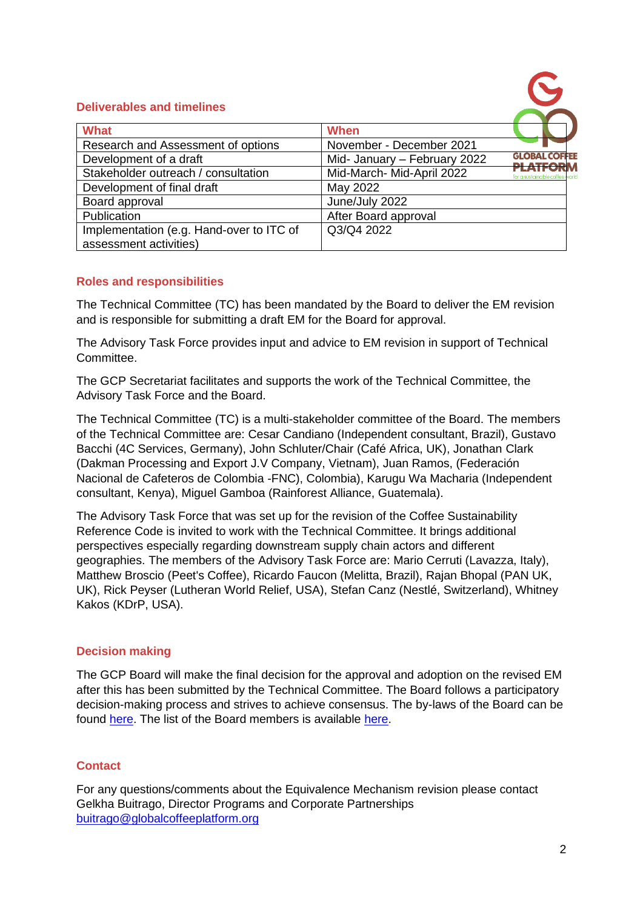## Deliverables and timelines

| What | When |
|---|---|
| Research and Assessment of options | November - December 2021 |
| Development of a draft | Mid- January – February 2022 |
| Stakeholder outreach / consultation | Mid-March- Mid-April 2022 |
| Development of final draft | May 2022 |
| Board approval | June/July 2022 |
| Publication | After Board approval |
| Implementation (e.g. Hand-over to ITC of assessment activities) | Q3/Q4 2022 |

## Roles and responsibilities

The Technical Committee (TC) has been mandated by the Board to deliver the EM revision and is responsible for submitting a draft EM for the Board for approval.

The Advisory Task Force provides input and advice to EM revision in support of Technical Committee.

The GCP Secretariat facilitates and supports the work of the Technical Committee, the Advisory Task Force and the Board.

The Technical Committee (TC) is a multi-stakeholder committee of the Board. The members of the Technical Committee are: Cesar Candiano (Independent consultant, Brazil), Gustavo Bacchi (4C Services, Germany), John Schluter/Chair (Café Africa, UK), Jonathan Clark (Dakman Processing and Export J.V Company, Vietnam), Juan Ramos, (Federación Nacional de Cafeteros de Colombia -FNC), Colombia), Karugu Wa Macharia (Independent consultant, Kenya), Miguel Gamboa (Rainforest Alliance, Guatemala).

The Advisory Task Force that was set up for the revision of the Coffee Sustainability Reference Code is invited to work with the Technical Committee. It brings additional perspectives especially regarding downstream supply chain actors and different geographies. The members of the Advisory Task Force are: Mario Cerruti (Lavazza, Italy), Matthew Broscio (Peet's Coffee), Ricardo Faucon (Melitta, Brazil), Rajan Bhopal (PAN UK, UK), Rick Peyser (Lutheran World Relief, USA), Stefan Canz (Nestlé, Switzerland), Whitney Kakos (KDrP, USA).

## Decision making

The GCP Board will make the final decision for the approval and adoption on the revised EM after this has been submitted by the Technical Committee. The Board follows a participatory decision-making process and strives to achieve consensus. The by-laws of the Board can be found here. The list of the Board members is available here.

## Contact

For any questions/comments about the Equivalence Mechanism revision please contact Gelkha Buitrago, Director Programs and Corporate Partnerships
buitrago@globalcoffeeplatform.org